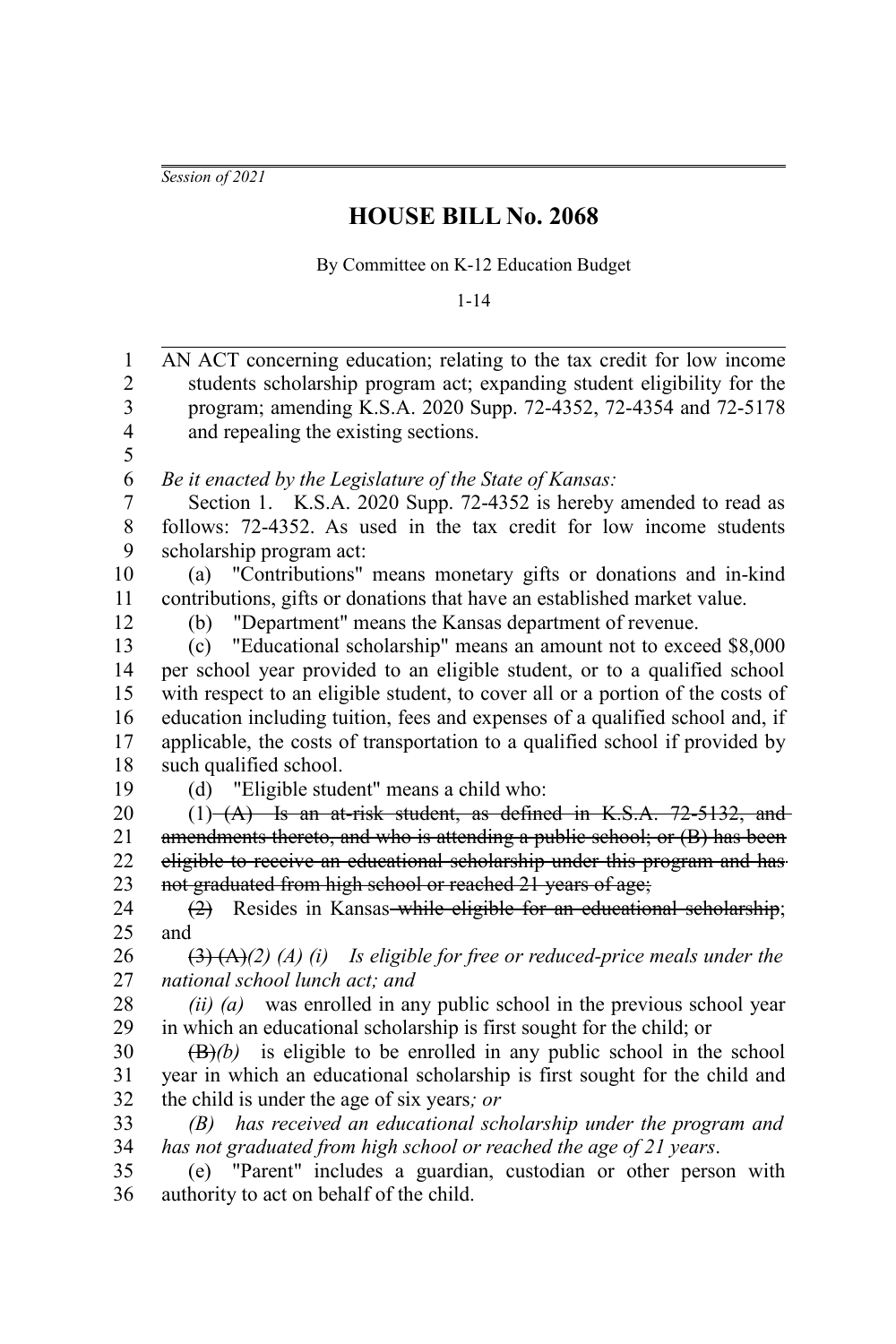*Session of 2021*

# HOUSE BILL No. 2068

By Committee on K-12 Education Budget

1-14

AN ACT concerning education; relating to the tax credit for low income students scholarship program act; expanding student eligibility for the program; amending K.S.A. 2020 Supp. 72-4352, 72-4354 and 72-5178 and repealing the existing sections.

*Be it enacted by the Legislature of the State of Kansas:*

Section 1. K.S.A. 2020 Supp. 72-4352 is hereby amended to read as follows: 72-4352. As used in the tax credit for low income students scholarship program act:

(a) "Contributions" means monetary gifts or donations and in-kind contributions, gifts or donations that have an established market value.

(b) "Department" means the Kansas department of revenue.

(c) "Educational scholarship" means an amount not to exceed $8,000 per school year provided to an eligible student, or to a qualified school with respect to an eligible student, to cover all or a portion of the costs of education including tuition, fees and expenses of a qualified school and, if applicable, the costs of transportation to a qualified school if provided by such qualified school.

(d) "Eligible student" means a child who:

(1) ~~(A) Is an at-risk student, as defined in K.S.A. 72-5132, and amendments thereto, and who is attending a public school; or (B) has been eligible to receive an educational scholarship under this program and has not graduated from high school or reached 21 years of age;~~

~~(2)~~ Resides in Kansas ~~while eligible for an educational scholarship~~; and

~~(3) (A)~~ *(2) (A) (i) Is eligible for free or reduced-price meals under the national school lunch act; and*

*(ii) (a)* was enrolled in any public school in the previous school year in which an educational scholarship is first sought for the child; or

~~(B)~~ *(b)* is eligible to be enrolled in any public school in the school year in which an educational scholarship is first sought for the child and the child is under the age of six years*; or*

*(B) has received an educational scholarship under the program and has not graduated from high school or reached the age of 21 years*.

(e) "Parent" includes a guardian, custodian or other person with authority to act on behalf of the child.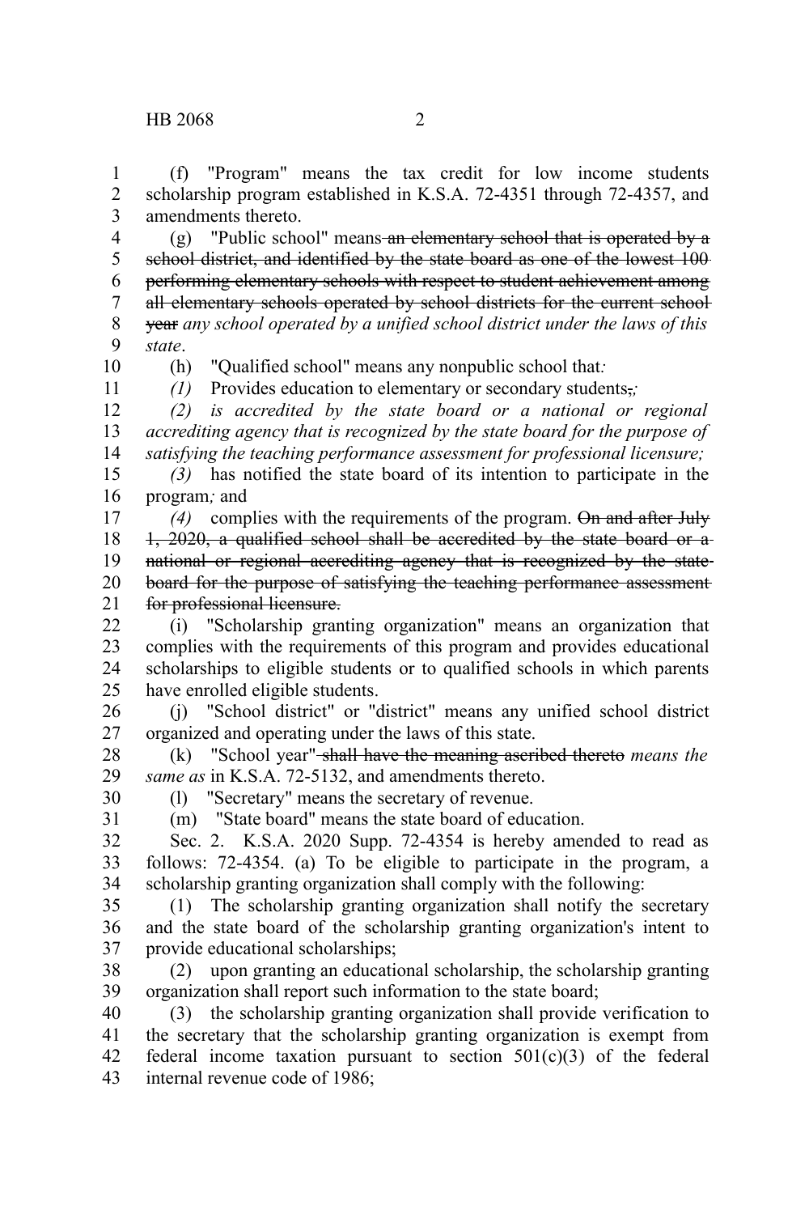(f) "Program" means the tax credit for low income students scholarship program established in K.S.A. 72-4351 through 72-4357, and amendments thereto.

(g) "Public school" means ~~an elementary school that is operated by a school district, and identified by the state board as one of the lowest 100 performing elementary schools with respect to student achievement among all elementary schools operated by school districts for the current school year~~ *any school operated by a unified school district under the laws of this state*.

(h) "Qualified school" means any nonpublic school that*:*

*(1)* Provides education to elementary or secondary students~~,~~*;*

*(2) is accredited by the state board or a national or regional accrediting agency that is recognized by the state board for the purpose of satisfying the teaching performance assessment for professional licensure;*

*(3)* has notified the state board of its intention to participate in the program*;* and

*(4)* complies with the requirements of the program. ~~On and after July 1, 2020, a qualified school shall be accredited by the state board or a national or regional accrediting agency that is recognized by the state board for the purpose of satisfying the teaching performance assessment for professional licensure.~~

(i) "Scholarship granting organization" means an organization that complies with the requirements of this program and provides educational scholarships to eligible students or to qualified schools in which parents have enrolled eligible students.

(j) "School district" or "district" means any unified school district organized and operating under the laws of this state.

(k) "School year" ~~shall have the meaning ascribed thereto~~ *means the same as* in K.S.A. 72-5132, and amendments thereto.

(l) "Secretary" means the secretary of revenue.

(m) "State board" means the state board of education.

Sec. 2. K.S.A. 2020 Supp. 72-4354 is hereby amended to read as follows: 72-4354. (a) To be eligible to participate in the program, a scholarship granting organization shall comply with the following:

(1) The scholarship granting organization shall notify the secretary and the state board of the scholarship granting organization's intent to provide educational scholarships;

(2) upon granting an educational scholarship, the scholarship granting organization shall report such information to the state board;

(3) the scholarship granting organization shall provide verification to the secretary that the scholarship granting organization is exempt from federal income taxation pursuant to section 501(c)(3) of the federal internal revenue code of 1986;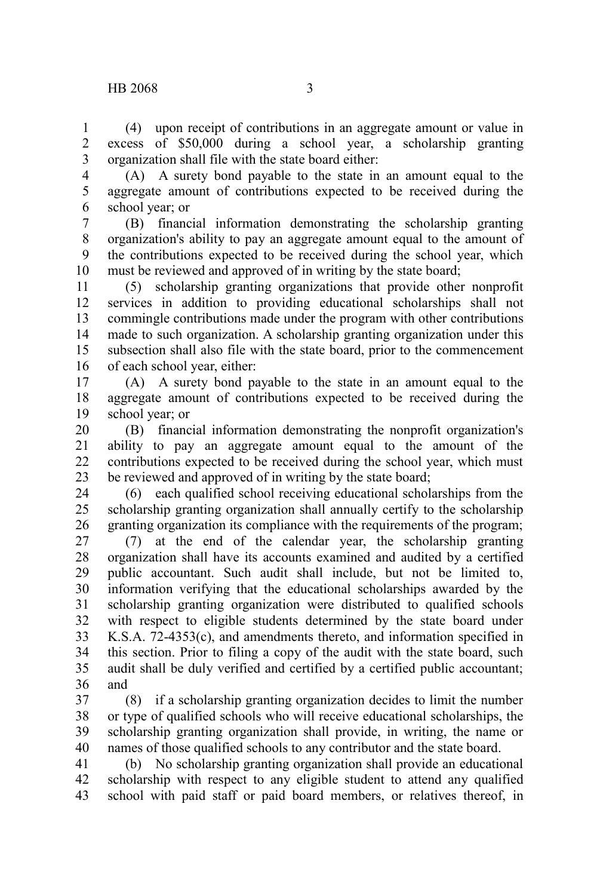(4) upon receipt of contributions in an aggregate amount or value in excess of $50,000 during a school year, a scholarship granting organization shall file with the state board either:

(A) A surety bond payable to the state in an amount equal to the aggregate amount of contributions expected to be received during the school year; or

(B) financial information demonstrating the scholarship granting organization's ability to pay an aggregate amount equal to the amount of the contributions expected to be received during the school year, which must be reviewed and approved of in writing by the state board;

(5) scholarship granting organizations that provide other nonprofit services in addition to providing educational scholarships shall not commingle contributions made under the program with other contributions made to such organization. A scholarship granting organization under this subsection shall also file with the state board, prior to the commencement of each school year, either:

(A) A surety bond payable to the state in an amount equal to the aggregate amount of contributions expected to be received during the school year; or

(B) financial information demonstrating the nonprofit organization's ability to pay an aggregate amount equal to the amount of the contributions expected to be received during the school year, which must be reviewed and approved of in writing by the state board;

(6) each qualified school receiving educational scholarships from the scholarship granting organization shall annually certify to the scholarship granting organization its compliance with the requirements of the program;

(7) at the end of the calendar year, the scholarship granting organization shall have its accounts examined and audited by a certified public accountant. Such audit shall include, but not be limited to, information verifying that the educational scholarships awarded by the scholarship granting organization were distributed to qualified schools with respect to eligible students determined by the state board under K.S.A. 72-4353(c), and amendments thereto, and information specified in this section. Prior to filing a copy of the audit with the state board, such audit shall be duly verified and certified by a certified public accountant; and

(8) if a scholarship granting organization decides to limit the number or type of qualified schools who will receive educational scholarships, the scholarship granting organization shall provide, in writing, the name or names of those qualified schools to any contributor and the state board.

(b) No scholarship granting organization shall provide an educational scholarship with respect to any eligible student to attend any qualified school with paid staff or paid board members, or relatives thereof, in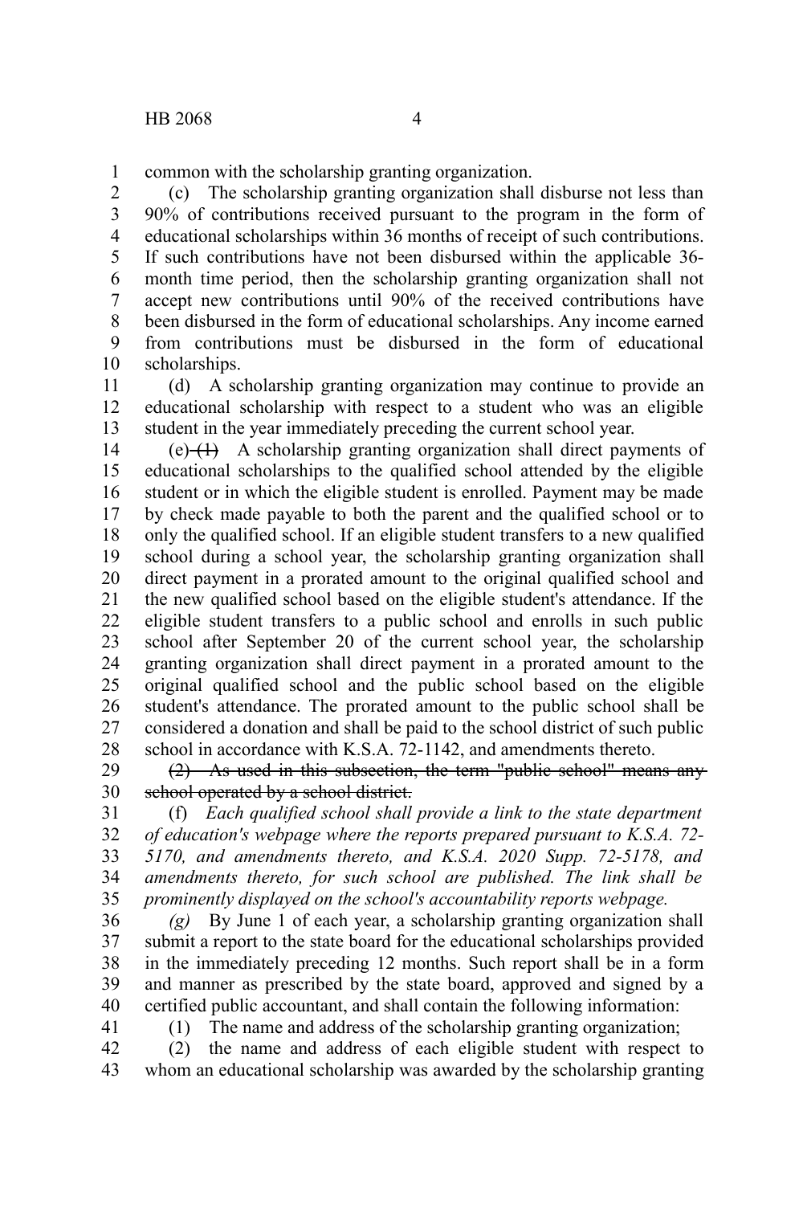common with the scholarship granting organization.

(c) The scholarship granting organization shall disburse not less than 90% of contributions received pursuant to the program in the form of educational scholarships within 36 months of receipt of such contributions. If such contributions have not been disbursed within the applicable 36-month time period, then the scholarship granting organization shall not accept new contributions until 90% of the received contributions have been disbursed in the form of educational scholarships. Any income earned from contributions must be disbursed in the form of educational scholarships.

(d) A scholarship granting organization may continue to provide an educational scholarship with respect to a student who was an eligible student in the year immediately preceding the current school year.

(e) ~~(1)~~ A scholarship granting organization shall direct payments of educational scholarships to the qualified school attended by the eligible student or in which the eligible student is enrolled. Payment may be made by check made payable to both the parent and the qualified school or to only the qualified school. If an eligible student transfers to a new qualified school during a school year, the scholarship granting organization shall direct payment in a prorated amount to the original qualified school and the new qualified school based on the eligible student's attendance. If the eligible student transfers to a public school and enrolls in such public school after September 20 of the current school year, the scholarship granting organization shall direct payment in a prorated amount to the original qualified school and the public school based on the eligible student's attendance. The prorated amount to the public school shall be considered a donation and shall be paid to the school district of such public school in accordance with K.S.A. 72-1142, and amendments thereto.

~~(2) As used in this subsection, the term "public school" means any school operated by a school district.~~

(f) *Each qualified school shall provide a link to the state department of education's webpage where the reports prepared pursuant to K.S.A. 72-5170, and amendments thereto, and K.S.A. 2020 Supp. 72-5178, and amendments thereto, for such school are published. The link shall be prominently displayed on the school's accountability reports webpage.*

*(g)* By June 1 of each year, a scholarship granting organization shall submit a report to the state board for the educational scholarships provided in the immediately preceding 12 months. Such report shall be in a form and manner as prescribed by the state board, approved and signed by a certified public accountant, and shall contain the following information:

(1) The name and address of the scholarship granting organization;

(2) the name and address of each eligible student with respect to whom an educational scholarship was awarded by the scholarship granting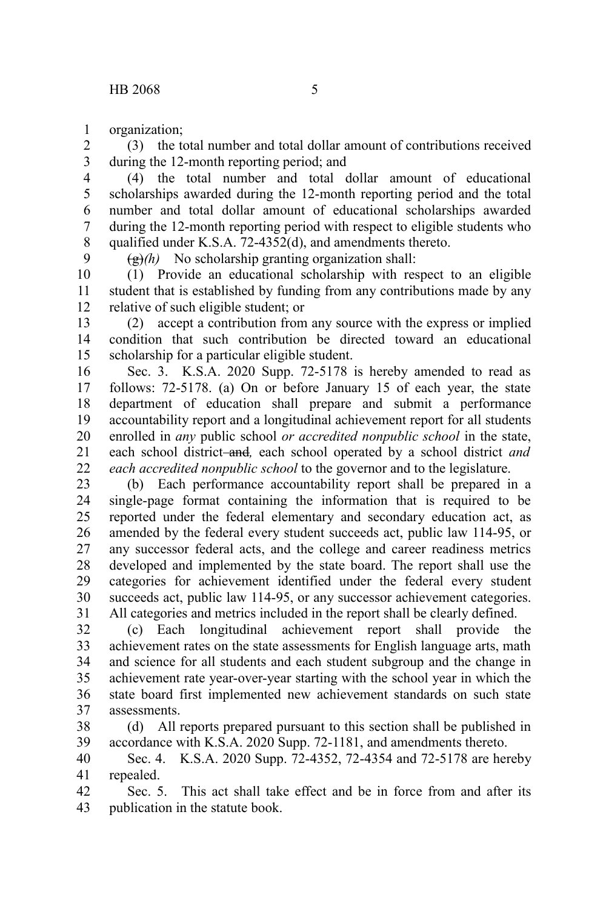organization;

(3) the total number and total dollar amount of contributions received during the 12-month reporting period; and

(4) the total number and total dollar amount of educational scholarships awarded during the 12-month reporting period and the total number and total dollar amount of educational scholarships awarded during the 12-month reporting period with respect to eligible students who qualified under K.S.A. 72-4352(d), and amendments thereto.

~~(g)~~*(h)* No scholarship granting organization shall:

(1) Provide an educational scholarship with respect to an eligible student that is established by funding from any contributions made by any relative of such eligible student; or

(2) accept a contribution from any source with the express or implied condition that such contribution be directed toward an educational scholarship for a particular eligible student.

Sec. 3. K.S.A. 2020 Supp. 72-5178 is hereby amended to read as follows: 72-5178. (a) On or before January 15 of each year, the state department of education shall prepare and submit a performance accountability report and a longitudinal achievement report for all students enrolled in *any* public school *or accredited nonpublic school* in the state, each school district ~~and~~*,* each school operated by a school district *and each accredited nonpublic school* to the governor and to the legislature.

(b) Each performance accountability report shall be prepared in a single-page format containing the information that is required to be reported under the federal elementary and secondary education act, as amended by the federal every student succeeds act, public law 114-95, or any successor federal acts, and the college and career readiness metrics developed and implemented by the state board. The report shall use the categories for achievement identified under the federal every student succeeds act, public law 114-95, or any successor achievement categories. All categories and metrics included in the report shall be clearly defined.

(c) Each longitudinal achievement report shall provide the achievement rates on the state assessments for English language arts, math and science for all students and each student subgroup and the change in achievement rate year-over-year starting with the school year in which the state board first implemented new achievement standards on such state assessments.

(d) All reports prepared pursuant to this section shall be published in accordance with K.S.A. 2020 Supp. 72-1181, and amendments thereto.

Sec. 4. K.S.A. 2020 Supp. 72-4352, 72-4354 and 72-5178 are hereby repealed.

Sec. 5. This act shall take effect and be in force from and after its publication in the statute book.